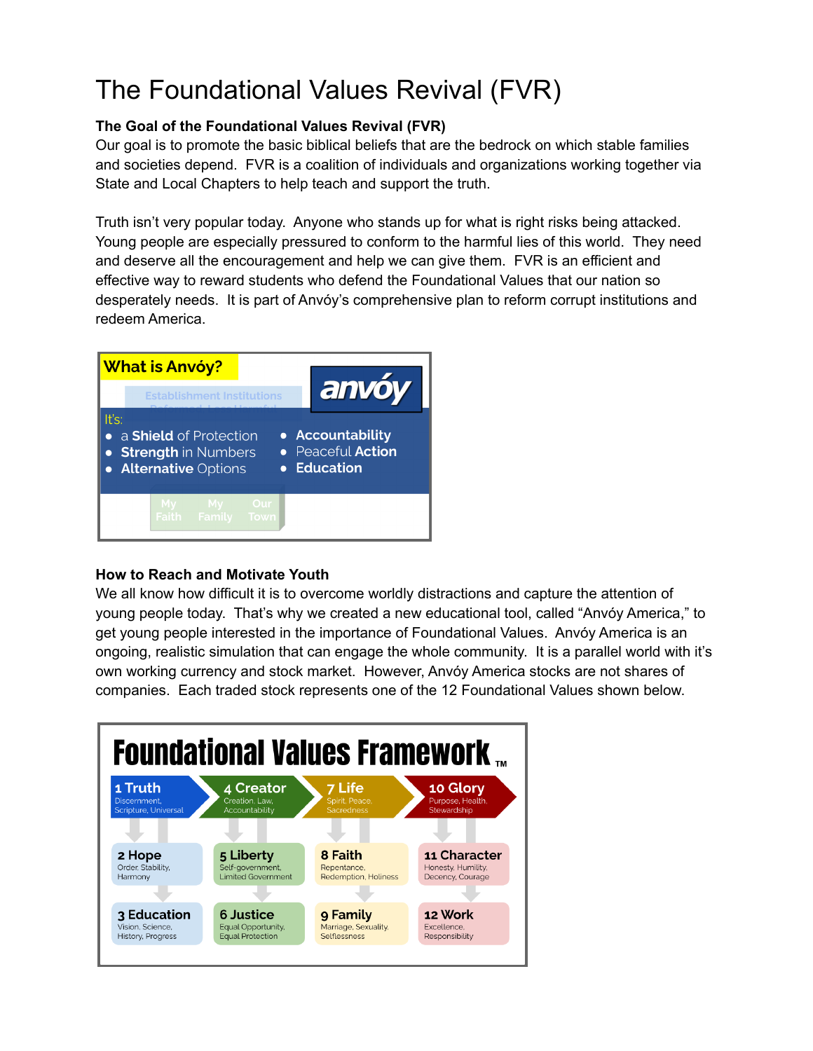# The Foundational Values Revival (FVR)

**The Goal of the Foundational Values Revival (FVR)**

Our goal is to promote the basic biblical beliefs that are the bedrock on which stable families and societies depend. FVR is a coalition of individuals and organizations working together via State and Local Chapters to help teach and support the truth.

Truth isn't very popular today. Anyone who stands up for what is right risks being attacked. Young people are especially pressured to conform to the harmful lies of this world. They need and deserve all the encouragement and help we can give them. FVR is an efficient and effective way to reward students who defend the Foundational Values that our nation so desperately needs. It is part of Anvóy's comprehensive plan to reform corrupt institutions and redeem America.

**What is Anvóy?**

anvóy

Establishment Institutions

It's:

- a **Shield** of Protection
- **Strength** in Numbers
- **Alternative** Options
- **Accountability**
- Peaceful **Action**
- **Education**

My Faith | My Family | Our Town

**How to Reach and Motivate Youth**

We all know how difficult it is to overcome worldly distractions and capture the attention of young people today. That's why we created a new educational tool, called "Anvóy America," to get young people interested in the importance of Foundational Values. Anvóy America is an ongoing, realistic simulation that can engage the whole community. It is a parallel world with it's own working currency and stock market. However, Anvóy America stocks are not shares of companies. Each traded stock represents one of the 12 Foundational Values shown below.

**Foundational Values Framework™**

| **1 Truth** Discernment, Scripture, Universal | **4 Creator** Creation, Law, Accountability | **7 Life** Spirit, Peace, Sacredness | **10 Glory** Purpose, Health, Stewardship |
|---|---|---|---|
| **2 Hope** Order, Stability, Harmony | **5 Liberty** Self-government, Limited Government | **8 Faith** Repentance, Redemption, Holiness | **11 Character** Honesty, Humility, Decency, Courage |
| **3 Education** Vision, Science, History, Progress | **6 Justice** Equal Opportunity, Equal Protection | **9 Family** Marriage, Sexuality, Selflessness | **12 Work** Excellence, Responsibility |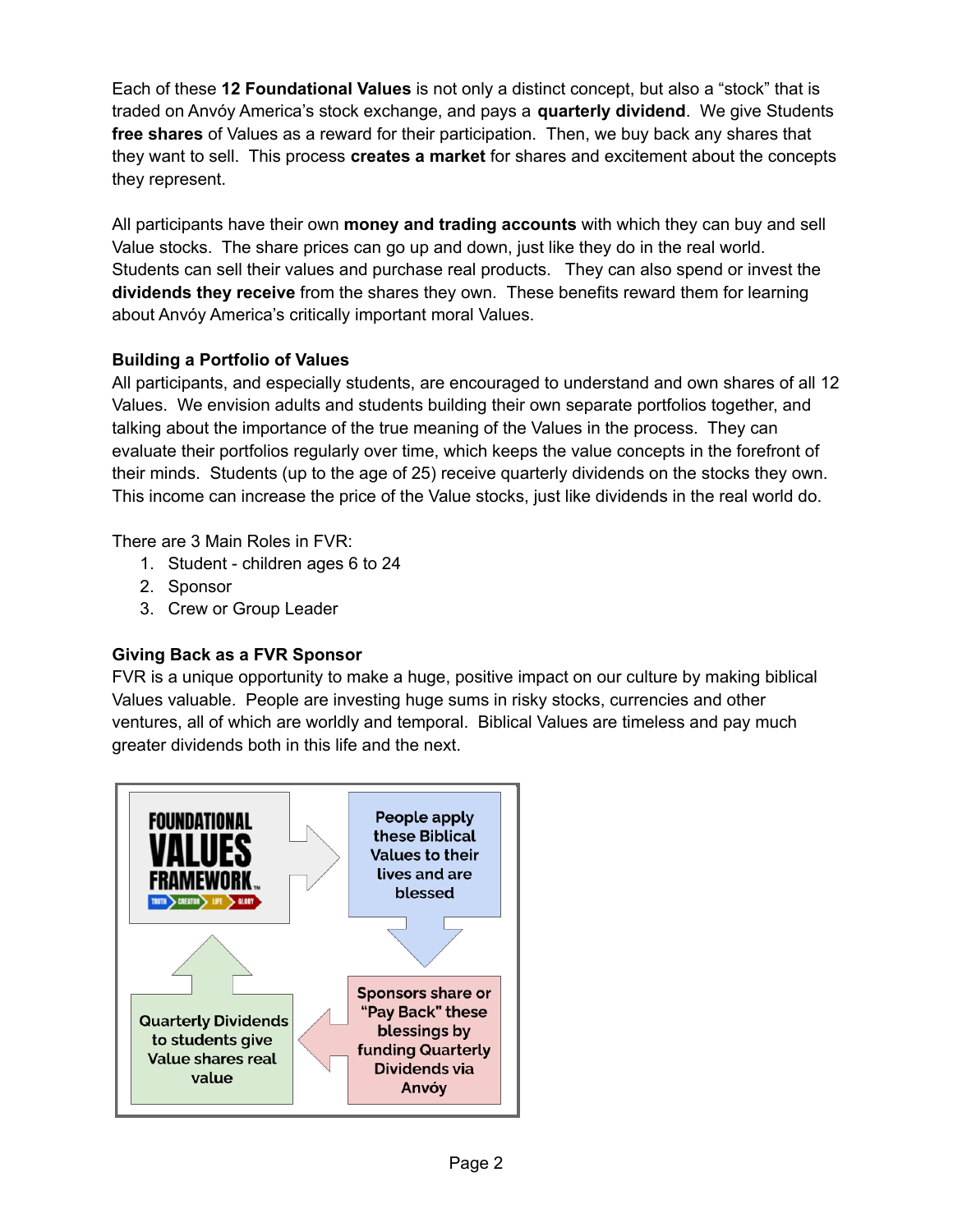Each of these **12 Foundational Values** is not only a distinct concept, but also a "stock" that is traded on Anvóy America's stock exchange, and pays a **quarterly dividend**. We give Students **free shares** of Values as a reward for their participation. Then, we buy back any shares that they want to sell. This process **creates a market** for shares and excitement about the concepts they represent.

All participants have their own **money and trading accounts** with which they can buy and sell Value stocks. The share prices can go up and down, just like they do in the real world. Students can sell their values and purchase real products. They can also spend or invest the **dividends they receive** from the shares they own. These benefits reward them for learning about Anvóy America's critically important moral Values.

**Building a Portfolio of Values**

All participants, and especially students, are encouraged to understand and own shares of all 12 Values. We envision adults and students building their own separate portfolios together, and talking about the importance of the true meaning of the Values in the process. They can evaluate their portfolios regularly over time, which keeps the value concepts in the forefront of their minds. Students (up to the age of 25) receive quarterly dividends on the stocks they own. This income can increase the price of the Value stocks, just like dividends in the real world do.

There are 3 Main Roles in FVR:

1. Student - children ages 6 to 24
2. Sponsor
3. Crew or Group Leader

**Giving Back as a FVR Sponsor**

FVR is a unique opportunity to make a huge, positive impact on our culture by making biblical Values valuable. People are investing huge sums in risky stocks, currencies and other ventures, all of which are worldly and temporal. Biblical Values are timeless and pay much greater dividends both in this life and the next.

FOUNDATIONAL VALUES FRAMEWORK™ (TRUTH > CREATOR > LIFE > GLORY)

People apply these Biblical Values to their lives and are blessed

Sponsors share or "Pay Back" these blessings by funding Quarterly Dividends via Anvóy

Quarterly Dividends to students give Value shares real value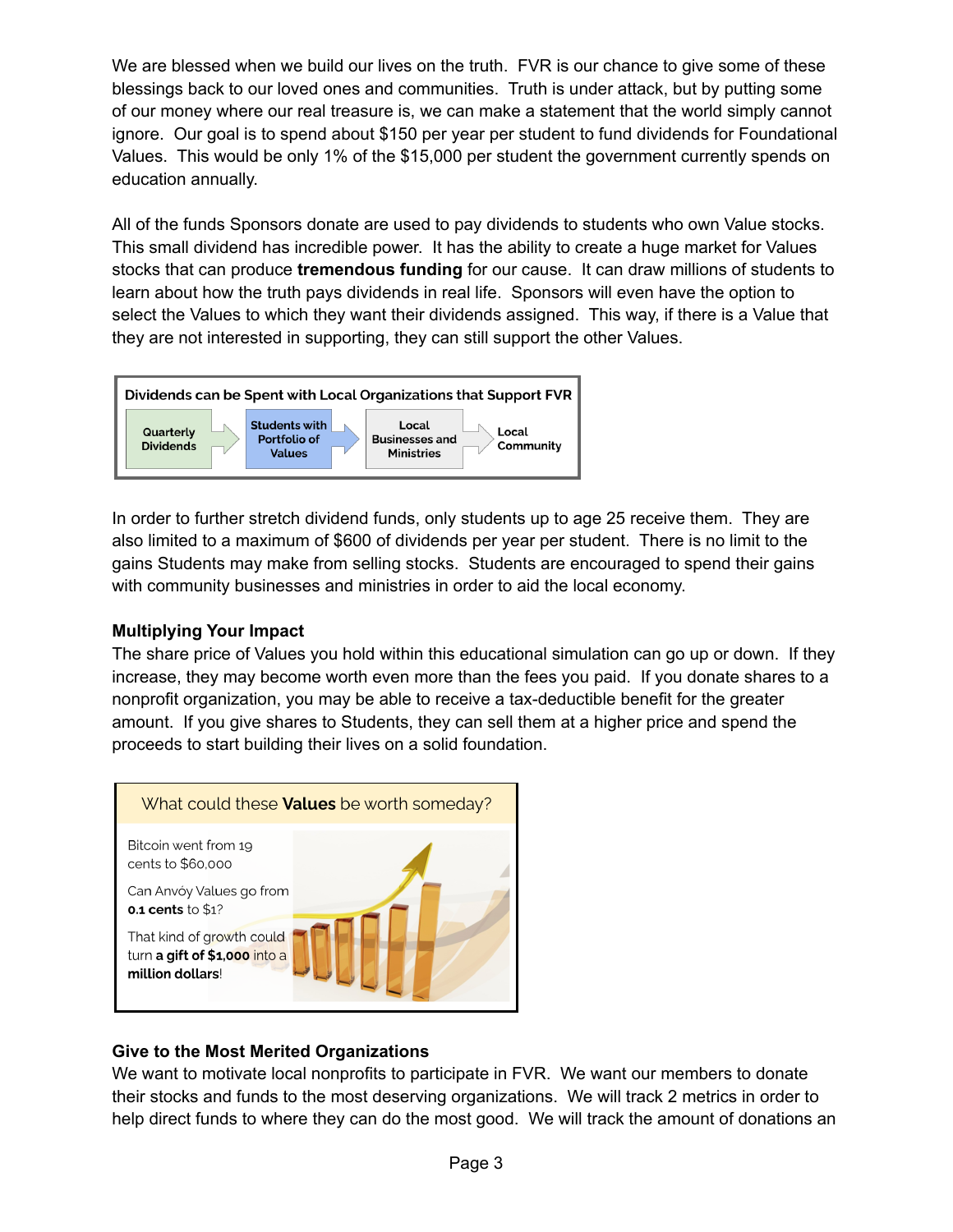We are blessed when we build our lives on the truth. FVR is our chance to give some of these blessings back to our loved ones and communities. Truth is under attack, but by putting some of our money where our real treasure is, we can make a statement that the world simply cannot ignore. Our goal is to spend about $150 per year per student to fund dividends for Foundational Values. This would be only 1% of the $15,000 per student the government currently spends on education annually.

All of the funds Sponsors donate are used to pay dividends to students who own Value stocks. This small dividend has incredible power. It has the ability to create a huge market for Values stocks that can produce **tremendous funding** for our cause. It can draw millions of students to learn about how the truth pays dividends in real life. Sponsors will even have the option to select the Values to which they want their dividends assigned. This way, if there is a Value that they are not interested in supporting, they can still support the other Values.

**Dividends can be Spent with Local Organizations that Support FVR**

Quarterly Dividends → Students with Portfolio of Values → Local Businesses and Ministries → Local Community

In order to further stretch dividend funds, only students up to age 25 receive them. They are also limited to a maximum of $600 of dividends per year per student. There is no limit to the gains Students may make from selling stocks. Students are encouraged to spend their gains with community businesses and ministries in order to aid the local economy.

### Multiplying Your Impact

The share price of Values you hold within this educational simulation can go up or down. If they increase, they may become worth even more than the fees you paid. If you donate shares to a nonprofit organization, you may be able to receive a tax-deductible benefit for the greater amount. If you give shares to Students, they can sell them at a higher price and spend the proceeds to start building their lives on a solid foundation.

What could these **Values** be worth someday?

Bitcoin went from 19 cents to $60,000

Can Anvóy Values go from **0.1 cents** to $1?

That kind of growth could turn **a gift of $1,000** into a **million dollars**!

### Give to the Most Merited Organizations

We want to motivate local nonprofits to participate in FVR. We want our members to donate their stocks and funds to the most deserving organizations. We will track 2 metrics in order to help direct funds to where they can do the most good. We will track the amount of donations an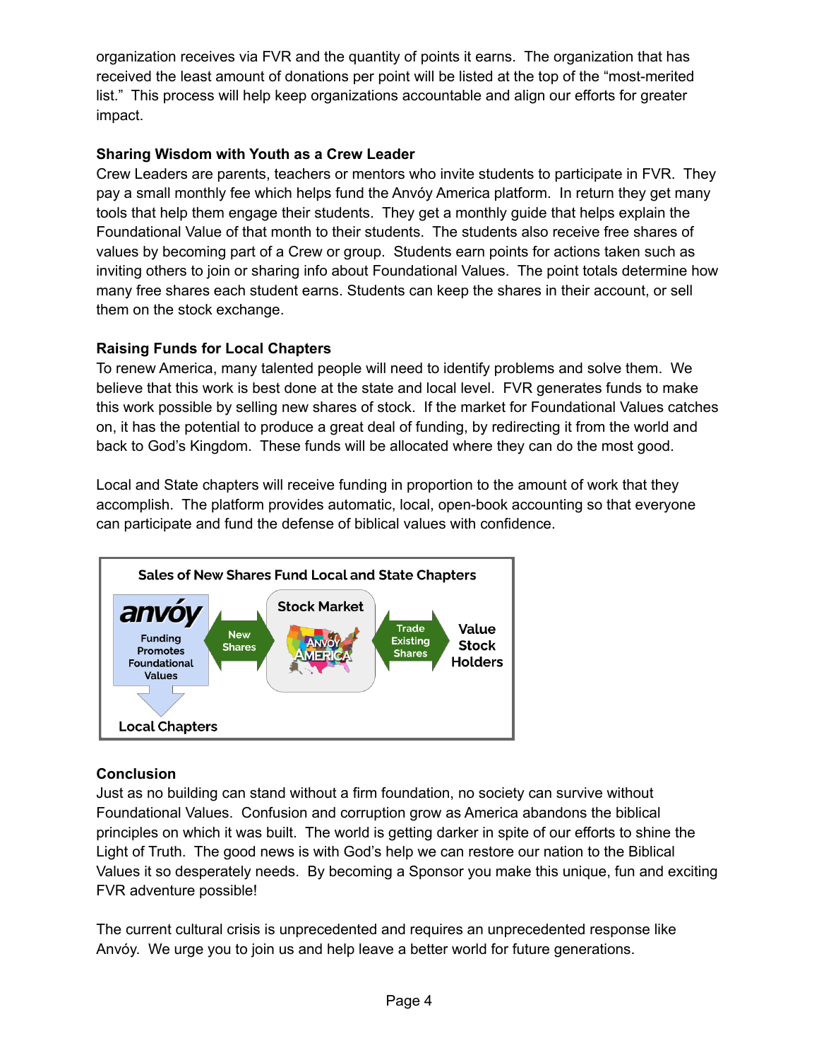organization receives via FVR and the quantity of points it earns. The organization that has received the least amount of donations per point will be listed at the top of the "most-merited list." This process will help keep organizations accountable and align our efforts for greater impact.

**Sharing Wisdom with Youth as a Crew Leader**

Crew Leaders are parents, teachers or mentors who invite students to participate in FVR. They pay a small monthly fee which helps fund the Anvóy America platform. In return they get many tools that help them engage their students. They get a monthly guide that helps explain the Foundational Value of that month to their students. The students also receive free shares of values by becoming part of a Crew or group. Students earn points for actions taken such as inviting others to join or sharing info about Foundational Values. The point totals determine how many free shares each student earns. Students can keep the shares in their account, or sell them on the stock exchange.

**Raising Funds for Local Chapters**

To renew America, many talented people will need to identify problems and solve them. We believe that this work is best done at the state and local level. FVR generates funds to make this work possible by selling new shares of stock. If the market for Foundational Values catches on, it has the potential to produce a great deal of funding, by redirecting it from the world and back to God's Kingdom. These funds will be allocated where they can do the most good.

Local and State chapters will receive funding in proportion to the amount of work that they accomplish. The platform provides automatic, local, open-book accounting so that everyone can participate and fund the defense of biblical values with confidence.

**Sales of New Shares Fund Local and State Chapters**

anvóy — Funding Promotes Foundational Values → New Shares → Stock Market (Anvóy America) ← Trade Existing Shares → Value Stock Holders

↓ Local Chapters

**Conclusion**

Just as no building can stand without a firm foundation, no society can survive without Foundational Values. Confusion and corruption grow as America abandons the biblical principles on which it was built. The world is getting darker in spite of our efforts to shine the Light of Truth. The good news is with God's help we can restore our nation to the Biblical Values it so desperately needs. By becoming a Sponsor you make this unique, fun and exciting FVR adventure possible!

The current cultural crisis is unprecedented and requires an unprecedented response like Anvóy. We urge you to join us and help leave a better world for future generations.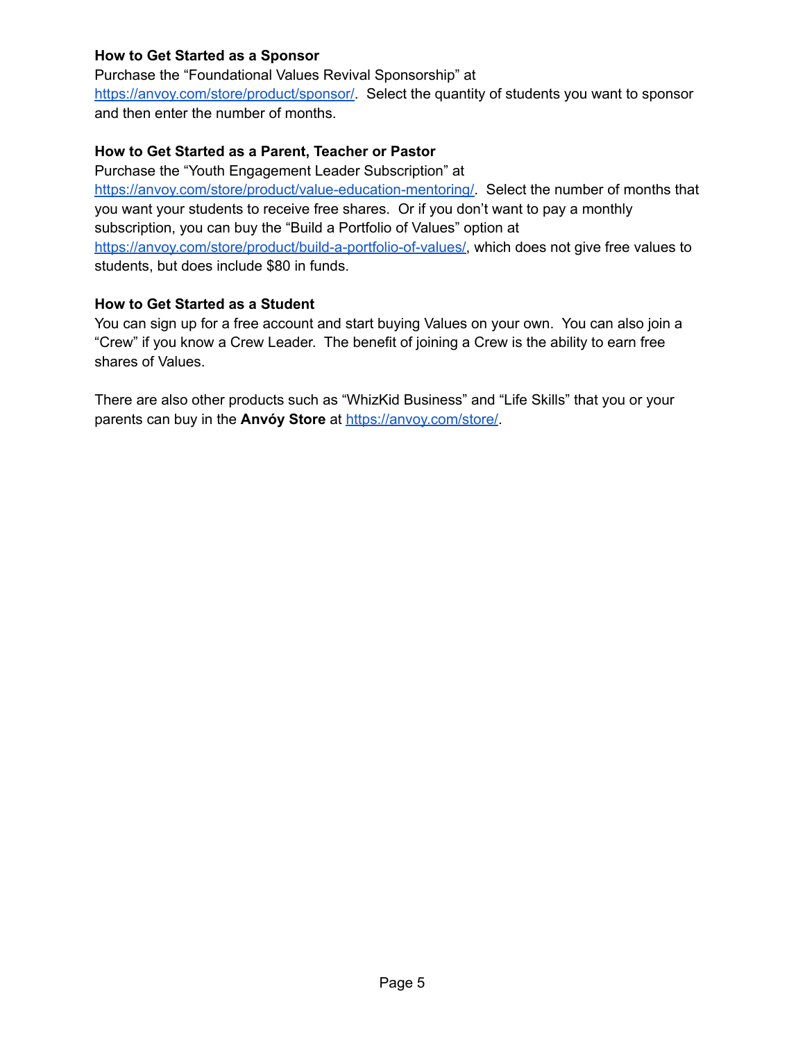**How to Get Started as a Sponsor**

Purchase the "Foundational Values Revival Sponsorship" at [https://anvoy.com/store/product/sponsor/](https://anvoy.com/store/product/sponsor/). Select the quantity of students you want to sponsor and then enter the number of months.

**How to Get Started as a Parent, Teacher or Pastor**

Purchase the "Youth Engagement Leader Subscription" at [https://anvoy.com/store/product/value-education-mentoring/](https://anvoy.com/store/product/value-education-mentoring/). Select the number of months that you want your students to receive free shares. Or if you don't want to pay a monthly subscription, you can buy the "Build a Portfolio of Values" option at [https://anvoy.com/store/product/build-a-portfolio-of-values/](https://anvoy.com/store/product/build-a-portfolio-of-values/), which does not give free values to students, but does include $80 in funds.

**How to Get Started as a Student**

You can sign up for a free account and start buying Values on your own. You can also join a "Crew" if you know a Crew Leader. The benefit of joining a Crew is the ability to earn free shares of Values.

There are also other products such as "WhizKid Business" and "Life Skills" that you or your parents can buy in the **Anvóy Store** at [https://anvoy.com/store/](https://anvoy.com/store/).